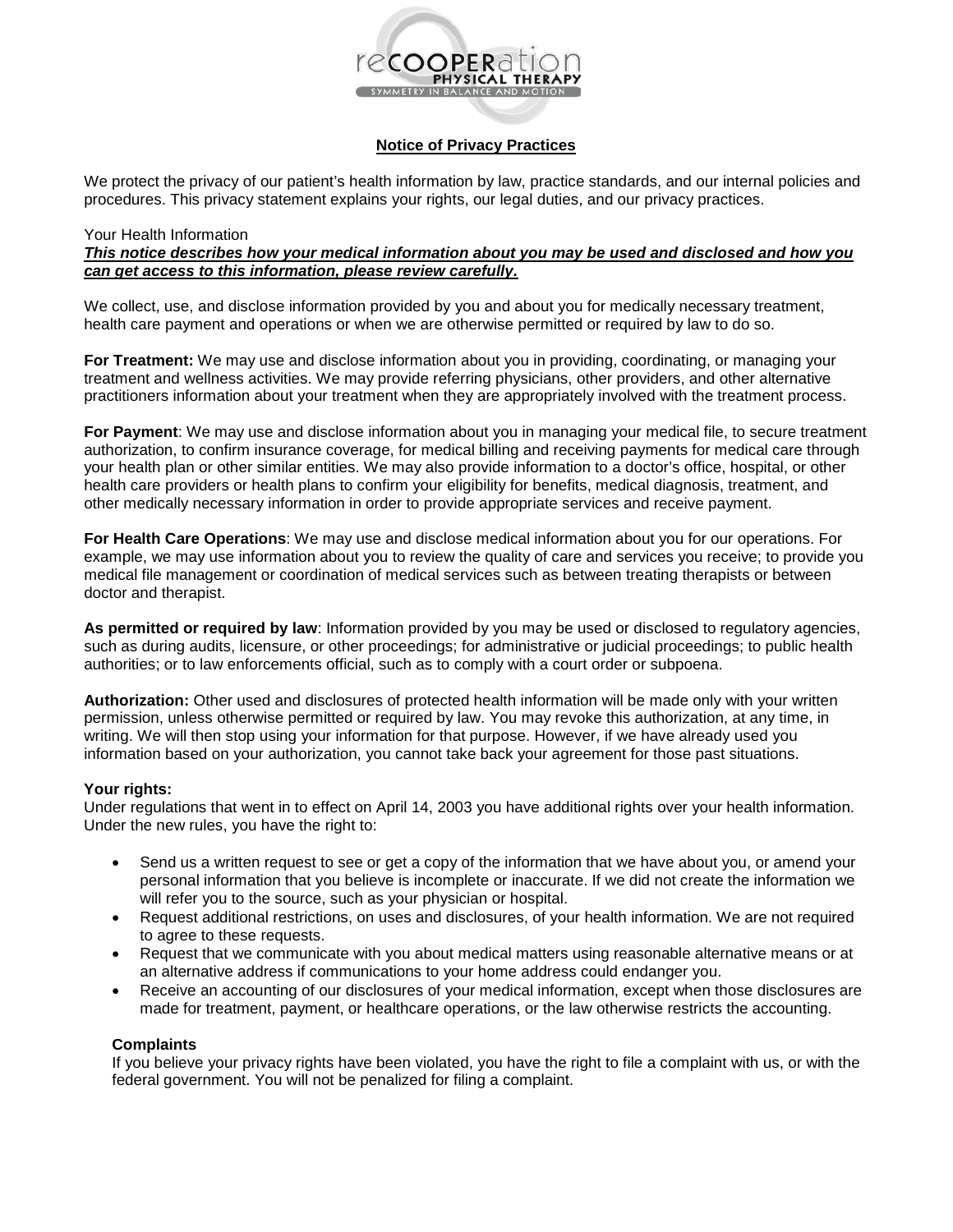reCOOPERation PHYSICAL THERAPY
SYMMETRY IN BALANCE AND MOTION

# Notice of Privacy Practices

We protect the privacy of our patient's health information by law, practice standards, and our internal policies and procedures. This privacy statement explains your rights, our legal duties, and our privacy practices.

Your Health Information

***This notice describes how your medical information about you may be used and disclosed and how you can get access to this information, please review carefully.***

We collect, use, and disclose information provided by you and about you for medically necessary treatment, health care payment and operations or when we are otherwise permitted or required by law to do so.

**For Treatment:** We may use and disclose information about you in providing, coordinating, or managing your treatment and wellness activities. We may provide referring physicians, other providers, and other alternative practitioners information about your treatment when they are appropriately involved with the treatment process.

**For Payment**: We may use and disclose information about you in managing your medical file, to secure treatment authorization, to confirm insurance coverage, for medical billing and receiving payments for medical care through your health plan or other similar entities. We may also provide information to a doctor's office, hospital, or other health care providers or health plans to confirm your eligibility for benefits, medical diagnosis, treatment, and other medically necessary information in order to provide appropriate services and receive payment.

**For Health Care Operations**: We may use and disclose medical information about you for our operations. For example, we may use information about you to review the quality of care and services you receive; to provide you medical file management or coordination of medical services such as between treating therapists or between doctor and therapist.

**As permitted or required by law**: Information provided by you may be used or disclosed to regulatory agencies, such as during audits, licensure, or other proceedings; for administrative or judicial proceedings; to public health authorities; or to law enforcements official, such as to comply with a court order or subpoena.

**Authorization:** Other used and disclosures of protected health information will be made only with your written permission, unless otherwise permitted or required by law. You may revoke this authorization, at any time, in writing. We will then stop using your information for that purpose. However, if we have already used you information based on your authorization, you cannot take back your agreement for those past situations.

**Your rights:**

Under regulations that went in to effect on April 14, 2003 you have additional rights over your health information. Under the new rules, you have the right to:

- Send us a written request to see or get a copy of the information that we have about you, or amend your personal information that you believe is incomplete or inaccurate. If we did not create the information we will refer you to the source, such as your physician or hospital.
- Request additional restrictions, on uses and disclosures, of your health information. We are not required to agree to these requests.
- Request that we communicate with you about medical matters using reasonable alternative means or at an alternative address if communications to your home address could endanger you.
- Receive an accounting of our disclosures of your medical information, except when those disclosures are made for treatment, payment, or healthcare operations, or the law otherwise restricts the accounting.

**Complaints**

If you believe your privacy rights have been violated, you have the right to file a complaint with us, or with the federal government. You will not be penalized for filing a complaint.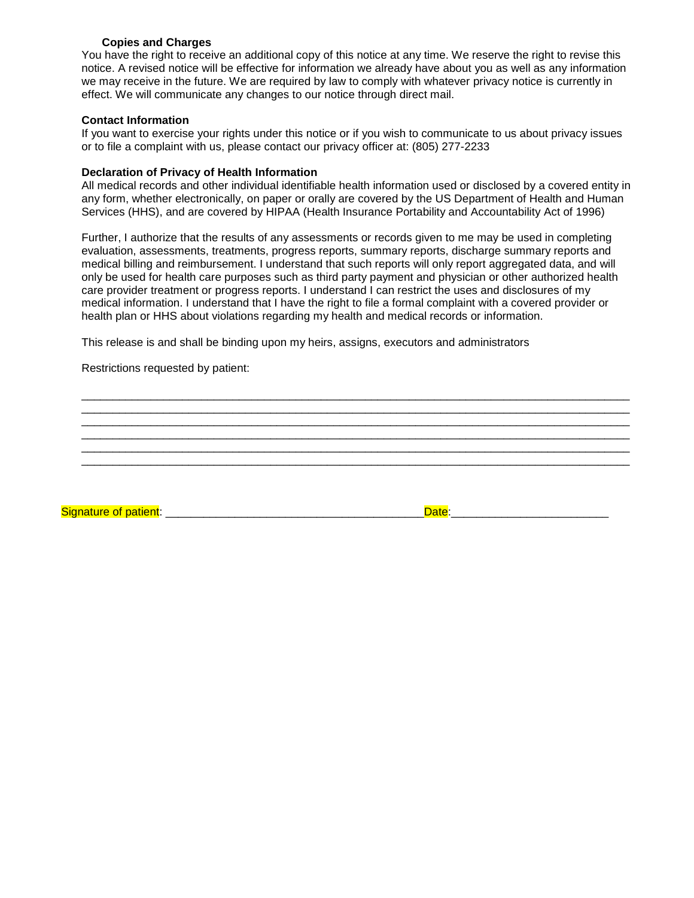**Copies and Charges**

You have the right to receive an additional copy of this notice at any time. We reserve the right to revise this notice. A revised notice will be effective for information we already have about you as well as any information we may receive in the future. We are required by law to comply with whatever privacy notice is currently in effect. We will communicate any changes to our notice through direct mail.

**Contact Information**

If you want to exercise your rights under this notice or if you wish to communicate to us about privacy issues or to file a complaint with us, please contact our privacy officer at: (805) 277-2233

**Declaration of Privacy of Health Information**

All medical records and other individual identifiable health information used or disclosed by a covered entity in any form, whether electronically, on paper or orally are covered by the US Department of Health and Human Services (HHS), and are covered by HIPAA (Health Insurance Portability and Accountability Act of 1996)

Further, I authorize that the results of any assessments or records given to me may be used in completing evaluation, assessments, treatments, progress reports, summary reports, discharge summary reports and medical billing and reimbursement. I understand that such reports will only report aggregated data, and will only be used for health care purposes such as third party payment and physician or other authorized health care provider treatment or progress reports. I understand I can restrict the uses and disclosures of my medical information. I understand that I have the right to file a formal complaint with a covered provider or health plan or HHS about violations regarding my health and medical records or information.

This release is and shall be binding upon my heirs, assigns, executors and administrators

Restrictions requested by patient:

______________________________________________________________________________________
______________________________________________________________________________________
______________________________________________________________________________________
______________________________________________________________________________________
______________________________________________________________________________________
______________________________________________________________________________________

Signature of patient: ________________________________________ Date: ________________________